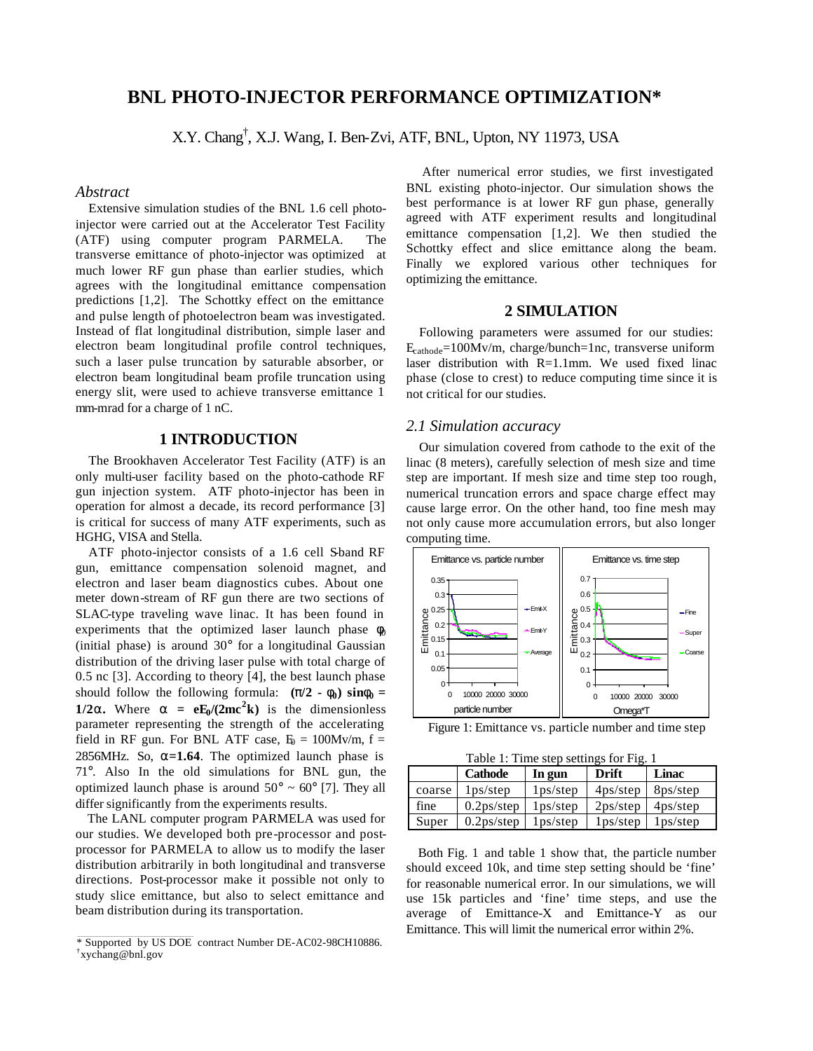# BNL PHOTO-INJECTOR PERFORMANCE OPTIMIZATION*

X.Y. Chang[†], X.J. Wang, I. Ben-Zvi, ATF, BNL, Upton, NY 11973, USA

## *Abstract*

Extensive simulation studies of the BNL 1.6 cell photo-injector were carried out at the Accelerator Test Facility (ATF) using computer program PARMELA. The transverse emittance of photo-injector was optimized at much lower RF gun phase than earlier studies, which agrees with the longitudinal emittance compensation predictions [1,2]. The Schottky effect on the emittance and pulse length of photoelectron beam was investigated. Instead of flat longitudinal distribution, simple laser and electron beam longitudinal profile control techniques, such a laser pulse truncation by saturable absorber, or electron beam longitudinal beam profile truncation using energy slit, were used to achieve transverse emittance 1 mm-mrad for a charge of 1 nC.

## 1 INTRODUCTION

The Brookhaven Accelerator Test Facility (ATF) is an only multi-user facility based on the photo-cathode RF gun injection system. ATF photo-injector has been in operation for almost a decade, its record performance [3] is critical for success of many ATF experiments, such as HGHG, VISA and Stella.

ATF photo-injector consists of a 1.6 cell S-band RF gun, emittance compensation solenoid magnet, and electron and laser beam diagnostics cubes. About one meter down-stream of RF gun there are two sections of SLAC-type traveling wave linac. It has been found in experiments that the optimized laser launch phase $\phi_0$ (initial phase) is around 30° for a longitudinal Gaussian distribution of the driving laser pulse with total charge of 0.5 nc [3]. According to theory [4], the best launch phase should follow the following formula: $(\pi/2 - \phi_0)\sin\phi_0 = 1/2\alpha$. Where $\alpha = eE_0/(2mc^2k)$ is the dimensionless parameter representing the strength of the accelerating field in RF gun. For BNL ATF case, $E_0$ = 100Mv/m, f = 2856MHz. So, $\alpha$=1.64. The optimized launch phase is 71°. Also In the old simulations for BNL gun, the optimized launch phase is around 50° ~ 60° [7]. They all differ significantly from the experiments results.

The LANL computer program PARMELA was used for our studies. We developed both pre-processor and post-processor for PARMELA to allow us to modify the laser distribution arbitrarily in both longitudinal and transverse directions. Post-processor make it possible not only to study slice emittance, but also to select emittance and beam distribution during its transportation.

After numerical error studies, we first investigated BNL existing photo-injector. Our simulation shows the best performance is at lower RF gun phase, generally agreed with ATF experiment results and longitudinal emittance compensation [1,2]. We then studied the Schottky effect and slice emittance along the beam. Finally we explored various other techniques for optimizing the emittance.

## 2 SIMULATION

Following parameters were assumed for our studies: $E_{cathode}$=100Mv/m, charge/bunch=1nc, transverse uniform laser distribution with R=1.1mm. We used fixed linac phase (close to crest) to reduce computing time since it is not critical for our studies.

### *2.1 Simulation accuracy*

Our simulation covered from cathode to the exit of the linac (8 meters), carefully selection of mesh size and time step are important. If mesh size and time step too rough, numerical truncation errors and space charge effect may cause large error. On the other hand, too fine mesh may not only cause more accumulation errors, but also longer computing time.

Figure 1: Emittance vs. particle number and time step

Table 1: Time step settings for Fig. 1

| | Cathode | In gun | Drift | Linac |
|---|---|---|---|---|
| coarse | 1ps/step | 1ps/step | 4ps/step | 8ps/step |
| fine | 0.2ps/step | 1ps/step | 2ps/step | 4ps/step |
| Super | 0.2ps/step | 1ps/step | 1ps/step | 1ps/step |

Both Fig. 1 and table 1 show that, the particle number should exceed 10k, and time step setting should be 'fine' for reasonable numerical error. In our simulations, we will use 15k particles and 'fine' time steps, and use the average of Emittance-X and Emittance-Y as our Emittance. This will limit the numerical error within 2%.

---

\* Supported by US DOE contract Number DE-AC02-98CH10886.
[†] xychang@bnl.gov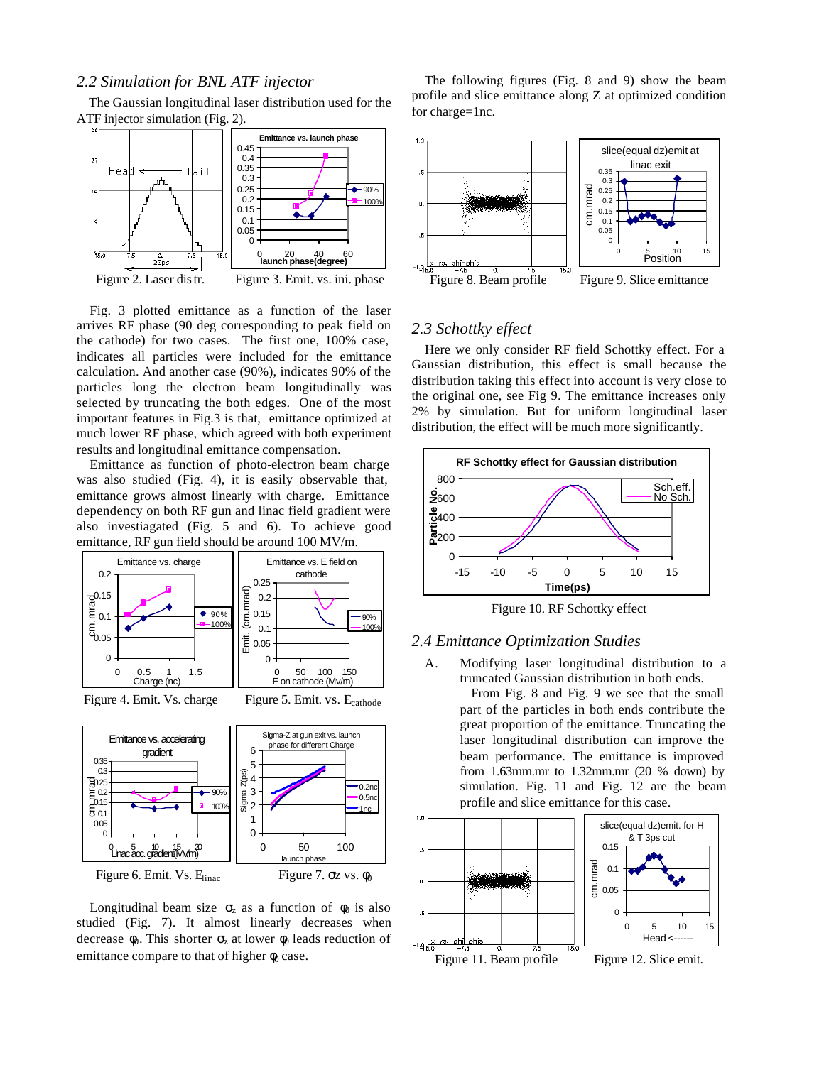## *2.2 Simulation for BNL ATF injector*

The Gaussian longitudinal laser distribution used for the ATF injector simulation (Fig. 2).

Figure 2. Laser distr.

Figure 3. Emit. vs. ini. phase

Fig. 3 plotted emittance as a function of the laser arrives RF phase (90 deg corresponding to peak field on the cathode) for two cases. The first one, 100% case, indicates all particles were included for the emittance calculation. And another case (90%), indicates 90% of the particles long the electron beam longitudinally was selected by truncating the both edges. One of the most important features in Fig.3 is that, emittance optimized at much lower RF phase, which agreed with both experiment results and longitudinal emittance compensation.

Emittance as function of photo-electron beam charge was also studied (Fig. 4), it is easily observable that, emittance grows almost linearly with charge. Emittance dependency on both RF gun and linac field gradient were also investiagated (Fig. 5 and 6). To achieve good emittance, RF gun field should be around 100 MV/m.

Figure 4. Emit. Vs. charge

Figure 5. Emit. vs. $E_{cathode}$

Figure 6. Emit. Vs. $E_{linac}$

Figure 7. $\sigma_z$ vs. $\phi_0$

Longitudinal beam size $\sigma_z$ as a function of $\phi_0$ is also studied (Fig. 7). It almost linearly decreases when decrease $\phi_0$. This shorter $\sigma_z$ at lower $\phi_0$ leads reduction of emittance compare to that of higher $\phi_0$ case.

The following figures (Fig. 8 and 9) show the beam profile and slice emittance along Z at optimized condition for charge=1nc.

Figure 8. Beam profile

Figure 9. Slice emittance

## *2.3 Schottky effect*

Here we only consider RF field Schottky effect. For a Gaussian distribution, this effect is small because the distribution taking this effect into account is very close to the original one, see Fig 9. The emittance increases only 2% by simulation. But for uniform longitudinal laser distribution, the effect will be much more significantly.

Figure 10. RF Schottky effect

## *2.4 Emittance Optimization Studies*

A. Modifying laser longitudinal distribution to a truncated Gaussian distribution in both ends.

From Fig. 8 and Fig. 9 we see that the small part of the particles in both ends contribute the great proportion of the emittance. Truncating the laser longitudinal distribution can improve the beam performance. The emittance is improved from 1.63mm.mr to 1.32mm.mr (20 % down) by simulation. Fig. 11 and Fig. 12 are the beam profile and slice emittance for this case.

Figure 11. Beam profile

Figure 12. Slice emit.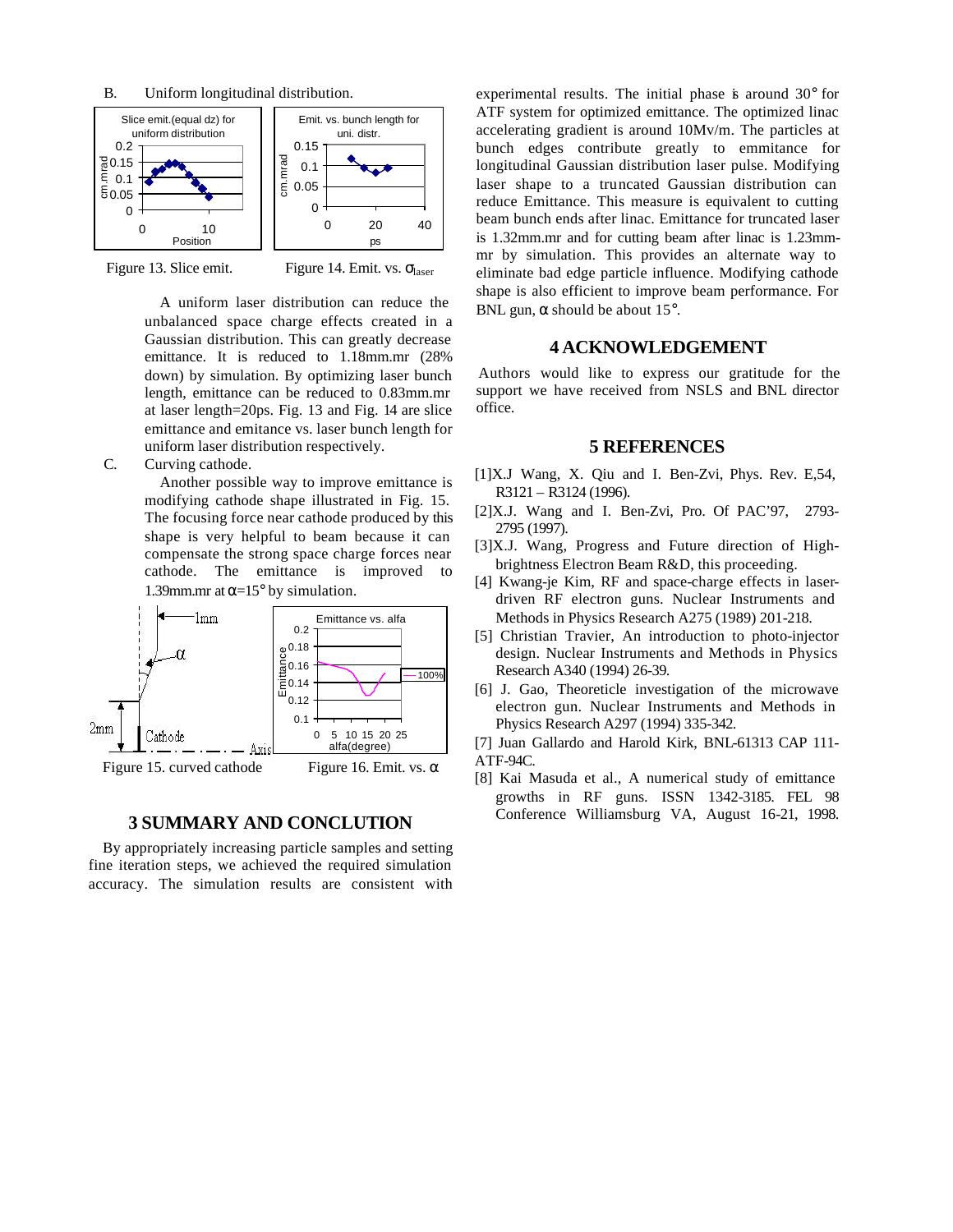B. Uniform longitudinal distribution.

Slice emit.(equal dz) for uniform distribution

cm.mrad

0.2
0.15
0.1
0.05
0

0
10

Position

Emit. vs. bunch length for uni. distr.

cm.mrad

0.15
0.1
0.05
0

0
20
40

ps

Figure 13. Slice emit.

Figure 14. Emit. vs. $\sigma_{laser}$

A uniform laser distribution can reduce the unbalanced space charge effects created in a Gaussian distribution. This can greatly decrease emittance. It is reduced to 1.18mm.mr (28% down) by simulation. By optimizing laser bunch length, emittance can be reduced to 0.83mm.mr at laser length=20ps. Fig. 13 and Fig. 14 are slice emittance and emitance vs. laser bunch length for uniform laser distribution respectively.

C. Curving cathode.

Another possible way to improve emittance is modifying cathode shape illustrated in Fig. 15. The focusing force near cathode produced by this shape is very helpful to beam because it can compensate the strong space charge forces near cathode. The emittance is improved to 1.39mm.mr at $\alpha$=15° by simulation.

1mm

$\alpha$

2mm

Cathode

Axis

Emittance vs. alfa

Emittance

0.2
0.18
0.16
0.14
0.12
0.1

0
5
10
15
20
25

alfa(degree)

100%

Figure 15. curved cathode

Figure 16. Emit. vs. $\alpha$

## 3 SUMMARY AND CONCLUTION

By appropriately increasing particle samples and setting fine iteration steps, we achieved the required simulation accuracy. The simulation results are consistent with experimental results. The initial phase is around 30° for ATF system for optimized emittance. The optimized linac accelerating gradient is around 10Mv/m. The particles at bunch edges contribute greatly to emmitance for longitudinal Gaussian distribution laser pulse. Modifying laser shape to a truncated Gaussian distribution can reduce Emittance. This measure is equivalent to cutting beam bunch ends after linac. Emittance for truncated laser is 1.32mm.mr and for cutting beam after linac is 1.23mm-mr by simulation. This provides an alternate way to eliminate bad edge particle influence. Modifying cathode shape is also efficient to improve beam performance. For BNL gun, $\alpha$ should be about 15°.

## 4 ACKNOWLEDGEMENT

Authors would like to express our gratitude for the support we have received from NSLS and BNL director office.

## 5 REFERENCES

[1]X.J Wang, X. Qiu and I. Ben-Zvi, Phys. Rev. E,54, R3121 – R3124 (1996).

[2]X.J. Wang and I. Ben-Zvi, Pro. Of PAC'97, 2793-2795 (1997).

[3]X.J. Wang, Progress and Future direction of High-brightness Electron Beam R&D, this proceeding.

[4] Kwang-je Kim, RF and space-charge effects in laser-driven RF electron guns. Nuclear Instruments and Methods in Physics Research A275 (1989) 201-218.

[5] Christian Travier, An introduction to photo-injector design. Nuclear Instruments and Methods in Physics Research A340 (1994) 26-39.

[6] J. Gao, Theoreticle investigation of the microwave electron gun. Nuclear Instruments and Methods in Physics Research A297 (1994) 335-342.

[7] Juan Gallardo and Harold Kirk, BNL-61313 CAP 111-ATF-94C.

[8] Kai Masuda et al., A numerical study of emittance growths in RF guns. ISSN 1342-3185. FEL 98 Conference Williamsburg VA, August 16-21, 1998.